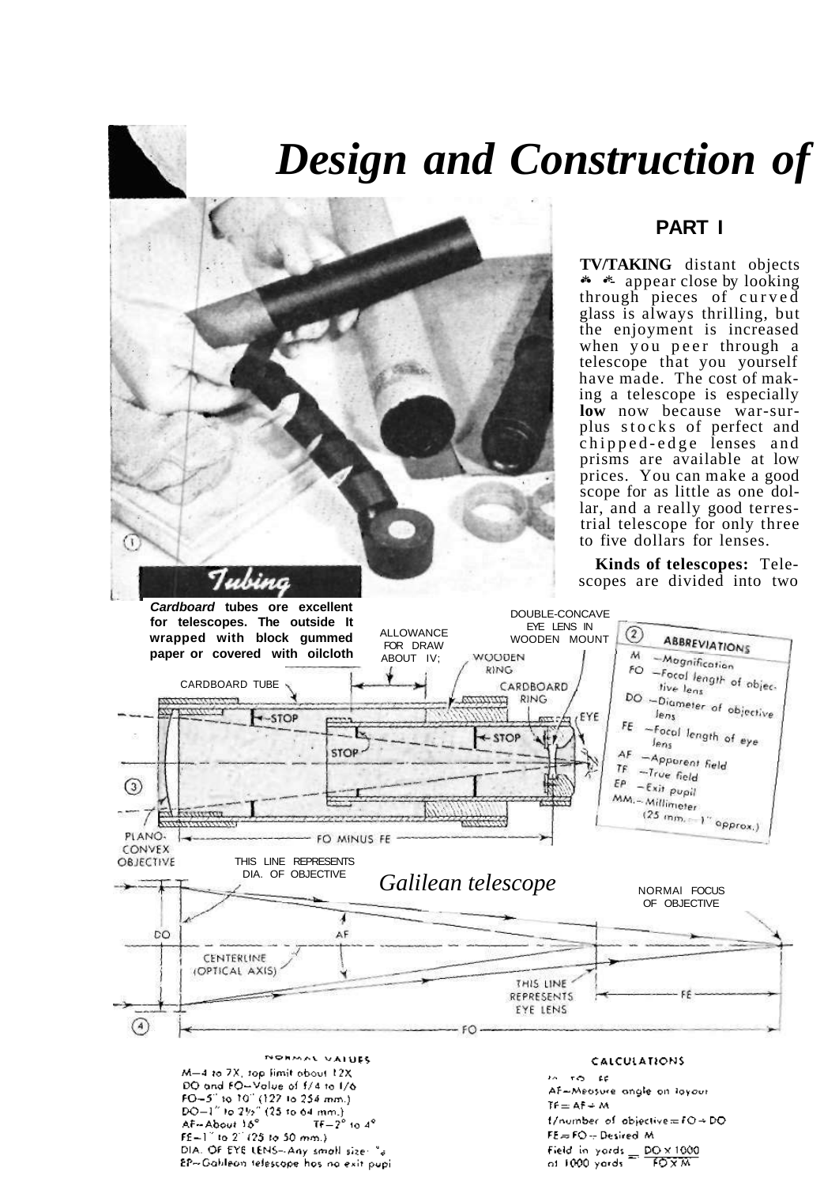# *Design and Construction of*

## PART I

**TV/TAKING** distant objects appear close by looking through pieces of curved glass is always thrilling, but the enjoyment is increased when you peer through a telescope that you yourself have made. The cost of making a telescope is especially **low** now because war-surplus stocks of perfect and chipped-edge lenses and prisms are available at low prices. You can make a good scope for as little as one dollar, and a really good terrestrial telescope for only three to five dollars for lenses.

**Kinds of telescopes:** Telescopes are divided into two

*Tubing*

***Cardboard*** **tubes ore excellent for telescopes. The outside It wrapped with block gummed paper or covered with oilcloth**

CARDBOARD TUBE — ALLOWANCE FOR DRAW ABOUT 1½ — WOODEN RING — DOUBLE-CONCAVE EYE LENS IN WOODEN MOUNT — CARDBOARD RING — STOP — STOP — STOP — EYE — PLANO-CONVEX OBJECTIVE — FO MINUS FE

**ABBREVIATIONS**

- M — Magnification
- FO — Focal length of objective lens
- DO — Diameter of objective lens
- FE — Focal length of eye lens
- AF — Apparent field
- TF — True field
- EP — Exit pupil
- MM. — Millimeter (25 mm. = 1" approx.)

*Galilean telescope*

THIS LINE REPRESENTS DIA. OF OBJECTIVE — NORMAL FOCUS OF OBJECTIVE — DO — AF — CENTERLINE (OPTICAL AXIS) — THIS LINE REPRESENTS EYE LENS — FE — FO

**NORMAL VALUES**

- M—4 to 7X, top limit about 12X
- DO and FO—Value of f/4 to f/6
- FO—5" to 10" (127 to 254 mm.)
- DO—1" to 2½" (25 to 64 mm.)
- AF—About 16° TF—2° to 4°
- FE—1" to 2" (25 to 50 mm.)
- DIA. OF EYE LENS—Any small size
- EP—Galileon telescope has no exit pupil

**CALCULATIONS**

- M = FO ÷ FE
- AF—Measure angle on layout
- TF = AF ÷ M
- f/number of objective = FO ÷ DO
- FE = FO ÷ Desired M
- Field in yards at 1000 yards = $\frac{DO \times 1000}{FO \times M}$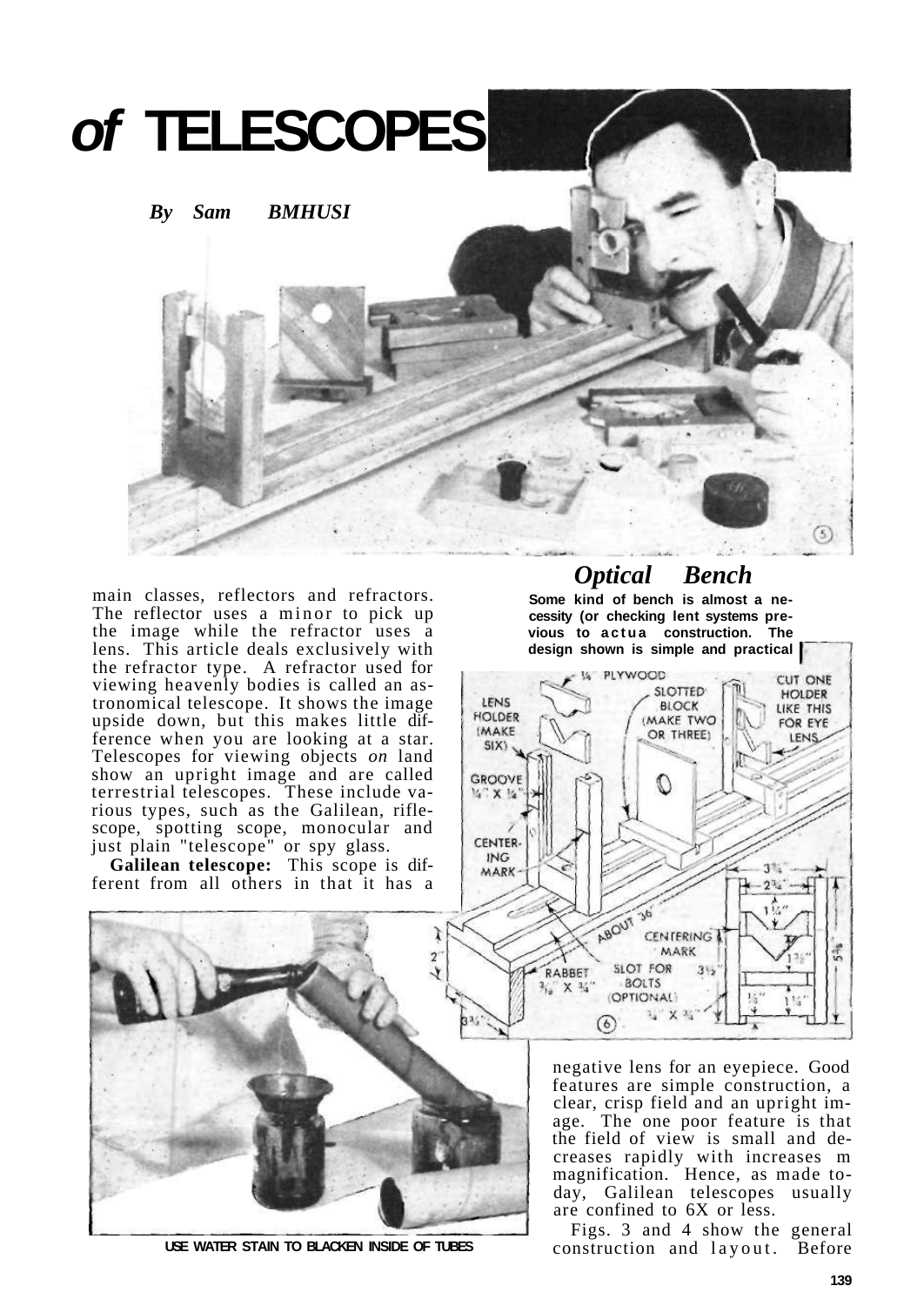# *of* TELESCOPES

*By Sam BMHUSI*

main classes, reflectors and refractors. The reflector uses a minor to pick up the image while the refractor uses a lens. This article deals exclusively with the refractor type. A refractor used for viewing heavenly bodies is called an astronomical telescope. It shows the image upside down, but this makes little difference when you are looking at a star. Telescopes for viewing objects *on* land show an upright image and are called terrestrial telescopes. These include various types, such as the Galilean, riflescope, spotting scope, monocular and just plain "telescope" or spy glass.

**Galilean telescope:** This scope is different from all others in that it has a negative lens for an eyepiece. Good features are simple construction, a clear, crisp field and an upright image. The one poor feature is that the field of view is small and decreases rapidly with increases m magnification. Hence, as made today, Galilean telescopes usually are confined to 6X or less.

Figs. 3 and 4 show the general construction and layout. Before

## *Optical Bench*

**Some kind of bench is almost a necessity (or checking lent systems previous to actua construction. The design shown is simple and practical**

USE WATER STAIN TO BLACKEN INSIDE OF TUBES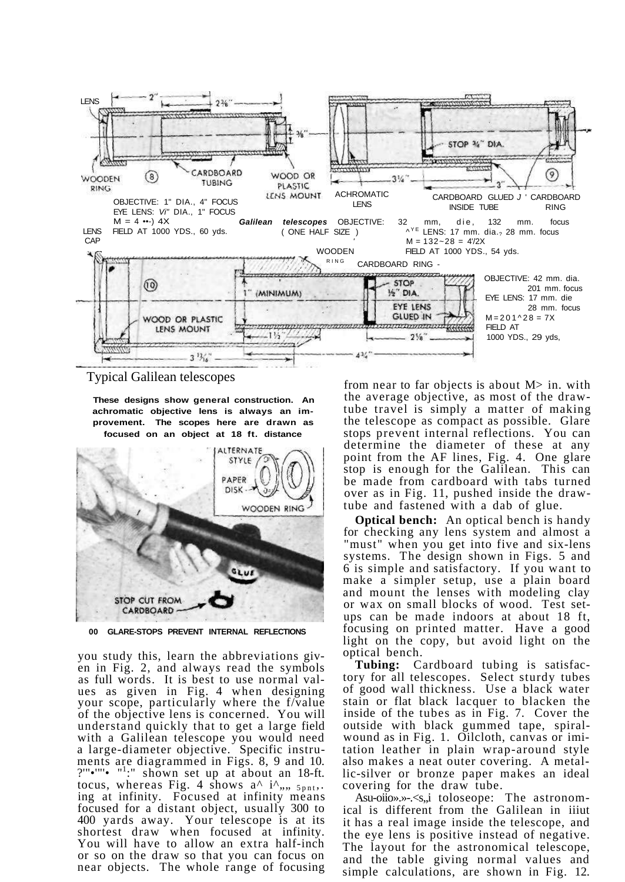LENS

OBJECTIVE: 1" DIA., 4" FOCUS
EYE LENS: Vi" DIA., 1" FOCUS
M = 4 ••-) 4X
FIELD AT 1000 YDS., 60 yds.

ACHROMATIC LENS

CARDBOARD GLUED INSIDE TUBE

CARDBOARD RING

STOP ¾" DIA.

WOODEN RING

CARDBOARD TUBING

WOOD OR PLASTIC LENS MOUNT

***Galilean telescopes*** OBJECTIVE: 32 mm, die, 132 mm. focus
( ONE HALF SIZE )
EYE LENS: 17 mm. dia., 28 mm. focus
M = 132~28 = 4½X
FIELD AT 1000 YDS., 54 yds.

LENS CAP

WOODEN RING

CARDBOARD RING

OBJECTIVE: 42 mm. dia. 201 mm. focus
EYE LENS: 17 mm. die 28 mm. focus
M = 201^28 = 7X
FIELD AT 1000 YDS., 29 yds,

STOP ½" DIA.

EYE LENS GLUED IN

1" (MINIMUM)

WOOD OR PLASTIC LENS MOUNT

Typical Galilean telescopes

**These designs show general construction. An achromatic objective lens is always an improvement. The scopes here are drawn as focused on an object at 18 ft. distance**

ALTERNATE STYLE

PAPER DISK

WOODEN RING

GLUE

STOP CUT FROM CARDBOARD

**00 GLARE-STOPS PREVENT INTERNAL REFLECTIONS**

you study this, learn the abbreviations given in Fig. 2, and always read the symbols as full words. It is best to use normal values as given in Fig. 4 when designing your scope, particularly where the f/value of the objective lens is concerned. You will understand quickly that to get a large field with a Galilean telescope you would need a large-diameter objective. Specific instruments are diagrammed in Figs. 8, 9 and 10. ?'"•""• "1:" shown set up at about an 18-ft. tocus, whereas Fig. 4 shows a^ i^,,„ 5pnt,. ing at infinity. Focused at infinity means focused for a distant object, usually 300 to 400 yards away. Your telescope is at its shortest draw when focused at infinity. You will have to allow an extra half-inch or so on the draw so that you can focus on near objects. The whole range of focusing from near to far objects is about M> in. with the average objective, as most of the draw-tube travel is simply a matter of making the telescope as compact as possible. Glare stops prevent internal reflections. You can determine the diameter of these at any point from the AF lines, Fig. 4. One glare stop is enough for the Galilean. This can be made from cardboard with tabs turned over as in Fig. 11, pushed inside the draw-tube and fastened with a dab of glue.

**Optical bench:** An optical bench is handy for checking any lens system and almost a "must" when you get into five and six-lens systems. The design shown in Figs. 5 and 6 is simple and satisfactory. If you want to make a simpler setup, use a plain board and mount the lenses with modeling clay or wax on small blocks of wood. Test setups can be made indoors at about 18 ft, focusing on printed matter. Have a good light on the copy, but avoid light on the optical bench.

**Tubing:** Cardboard tubing is satisfactory for all telescopes. Select sturdy tubes of good wall thickness. Use a black water stain or flat black lacquer to blacken the inside of the tubes as in Fig. 7. Cover the outside with black gummed tape, spiral-wound as in Fig. 1. Oilcloth, canvas or imitation leather in plain wrap-around style also makes a neat outer covering. A metallic-silver or bronze paper makes an ideal covering for the draw tube.

Asu-oiio».»-.<s„i toloseope: The astronomical is different from the Galilean in iiiut it has a real image inside the telescope, and the eye lens is positive instead of negative. The layout for the astronomical telescope, and the table giving normal values and simple calculations, are shown in Fig. 12.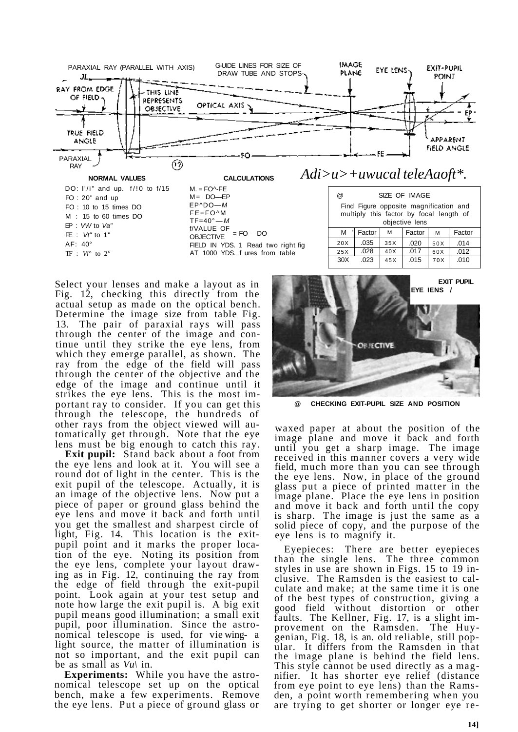PARAXIAL RAY (PARALLEL WITH AXIS) — GUIDE LINES FOR SIZE OF DRAW TUBE AND STOPS — IMAGE PLANE — EYE LENS — EXIT-PUPIL POINT

RAY FROM EDGE OF FIELD — THIS LINE REPRESENTS OBJECTIVE — OPTICAL AXIS — EP

TRUE FIELD ANGLE — APPARENT FIELD ANGLE

PARAXIAL RAY — FO — FE

⑫ *Adi>u>+uwucal teleAaoft\*.*

**NORMAL VALUES**

DO: l'/i" and up. f/!0 to f/15
FO : 20" and up
FO : 10 to 15 times DO
M : 15 to 60 times DO
EP : *VW* to *Va"*
FE : *Vt"* to 1"
AF: 40°
TF : *Vi°* to 2°

**CALCULATIONS**

M. = FO^-FE
M = DO—EP
EP^DO—*M*
FE=FO^M
TF=40°—*M*
f/VALUE OF OBJECTIVE = FO —DO
FIELD IN YDS. 1 Read two right fig AT 1000 YDS. f ures from table

⑬ SIZE OF IMAGE

Find Figure opposite magnification and multiply this factor by focal length of objective lens

| M | Factor | M | Factor | M | Factor |
|---|---|---|---|---|---|
| 20X | .035 | 35X | .020 | 50X | .014 |
| 25X | .028 | 40X | .017 | 60X | .012 |
| 30X | .023 | 45X | .015 | 70X | .010 |

Select your lenses and make a layout as in Fig. 12, checking this directly from the actual setup as made on the optical bench. Determine the image size from table Fig. 13. The pair of paraxial rays will pass through the center of the image and continue until they strike the eye lens, from which they emerge parallel, as shown. The ray from the edge of the field will pass through the center of the objective and the edge of the image and continue until it strikes the eye lens. This is the most important ray to consider. If you can get this through the telescope, the hundreds of other rays from the object viewed will automatically get through. Note that the eye lens must be big enough to catch this ray.

**Exit pupil:** Stand back about a foot from the eye lens and look at it. You will see a round dot of light in the center. This is the exit pupil of the telescope. Actually, it is an image of the objective lens. Now put a piece of paper or ground glass behind the eye lens and move it back and forth until you get the smallest and sharpest circle of light, Fig. 14. This location is the exit-pupil point and it marks the proper location of the eye. Noting its position from the eye lens, complete your layout drawing as in Fig. 12, continuing the ray from the edge of field through the exit-pupil point. Look again at your test setup and note how large the exit pupil is. A big exit pupil means good illumination; a small exit pupil, poor illumination. Since the astronomical telescope is used, for viewing a light source, the matter of illumination is not so important, and the exit pupil can be as small as *Vu\* in.

**Experiments:** While you have the astronomical telescope set up on the optical bench, make a few experiments. Remove the eye lens. Put a piece of ground glass or

EXIT PUPIL — EYE LENS — OBJECTIVE

⑭ CHECKING EXIT-PUPIL SIZE AND POSITION

waxed paper at about the position of the image plane and move it back and forth until you get a sharp image. The image received in this manner covers a very wide field, much more than you can see through the eye lens. Now, in place of the ground glass put a piece of printed matter in the image plane. Place the eye lens in position and move it back and forth until the copy is sharp. The image is just the same as a solid piece of copy, and the purpose of the eye lens is to magnify it.

Eyepieces: There are better eyepieces than the single lens. The three common styles in use are shown in Figs. 15 to 19 inclusive. The Ramsden is the easiest to calculate and make; at the same time it is one of the best types of construction, giving a good field without distortion or other faults. The Kellner, Fig. 17, is a slight improvement on the Ramsden. The Huygenian, Fig. 18, is an old reliable, still popular. It differs from the Ramsden in that the image plane is behind the field lens. This style cannot be used directly as a magnifier. It has shorter eye relief (distance from eye point to eye lens) than the Ramsden, a point worth remembering when you are trying to get shorter or longer eye re-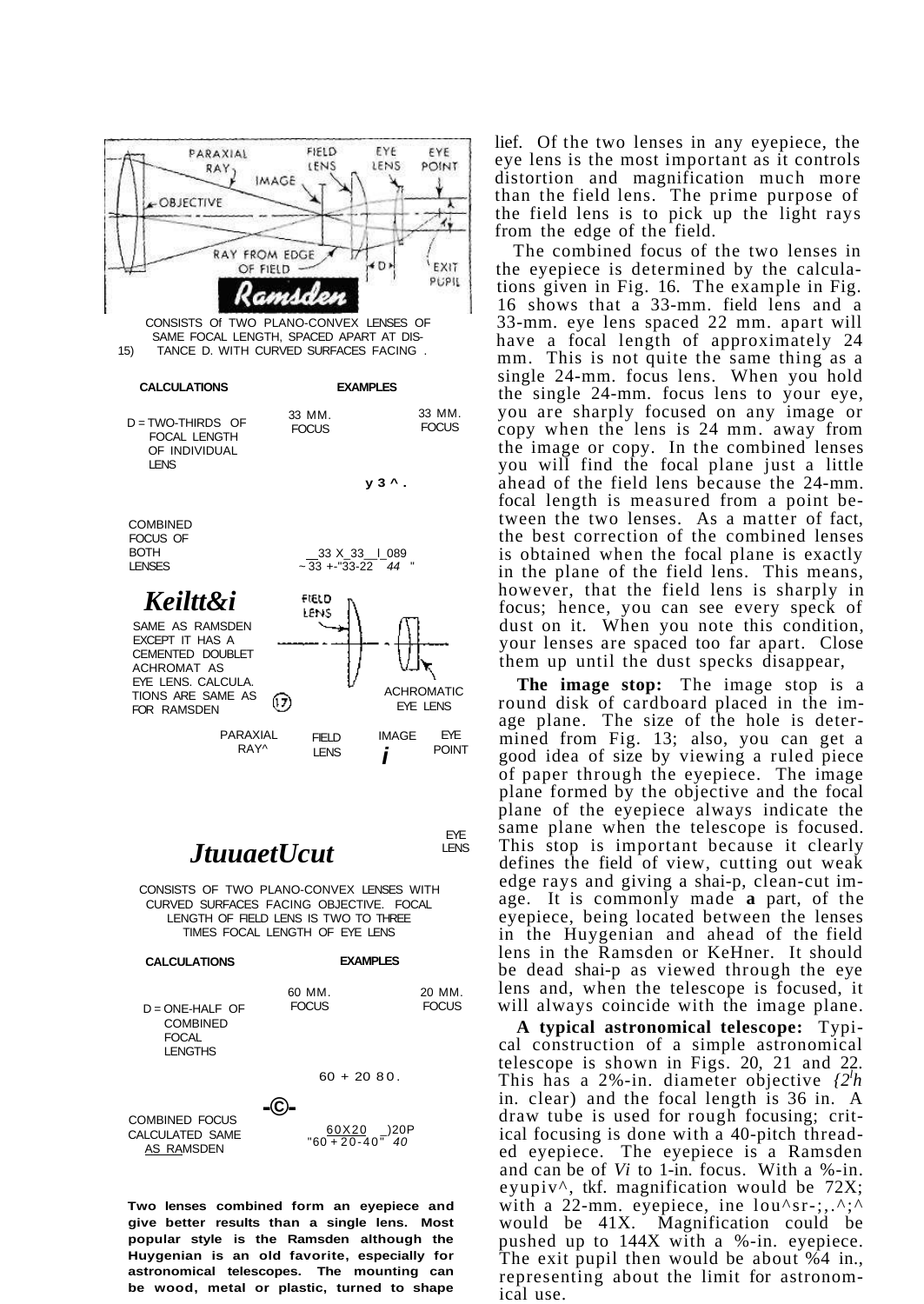PARAXIAL RAY — FIELD LENS — EYE LENS — EYE POINT — IMAGE — OBJECTIVE — RAY FROM EDGE OF FIELD — D — EXIT PUPIL

## Ramsden

CONSISTS Of TWO PLANO-CONVEX LENSES OF SAME FOCAL LENGTH, SPACED APART AT DISTANCE D. WITH CURVED SURFACES FACING .

15)

| CALCULATIONS | EXAMPLES | |
|---|---|---|
| D = TWO-THIRDS OF FOCAL LENGTH OF INDIVIDUAL LENS | 33 MM. FOCUS | 33 MM. FOCUS |
| | y 3 ^ . | |
| COMBINED FOCUS OF BOTH LENSES | __33 X_33__l_089 ~ 33 +-"33-22 44 " | |

## Keiltt&i

SAME AS RAMSDEN EXCEPT IT HAS A CEMENTED DOUBLET ACHROMAT AS EYE LENS. CALCULA. TIONS ARE SAME AS FOR RAMSDEN

FIELD LENS — ACHROMATIC EYE LENS

17

PARAXIAL RAY^ — FIELD LENS — IMAGE — EYE POINT — EYE LENS

## JtuuaetUcut

CONSISTS OF TWO PLANO-CONVEX LENSES WITH CURVED SURFACES FACING OBJECTIVE. FOCAL LENGTH OF FIELD LENS IS TWO TO THREE TIMES FOCAL LENGTH OF EYE LENS

| CALCULATIONS | EXAMPLES | |
|---|---|---|
| D = ONE-HALF OF COMBINED FOCAL LENGTHS | 60 MM. FOCUS | 20 MM. FOCUS |
| | 60 + 20 80. | |
| COMBINED FOCUS CALCULATED SAME AS RAMSDEN | 60X20 )20P "60 + 20-40" 40 | |

-©-

**Two lenses combined form an eyepiece and give better results than a single lens. Most popular style is the Ramsden although the Huygenian is an old favorite, especially for astronomical telescopes. The mounting can be wood, metal or plastic, turned to shape**

lief. Of the two lenses in any eyepiece, the eye lens is the most important as it controls distortion and magnification much more than the field lens. The prime purpose of the field lens is to pick up the light rays from the edge of the field.

The combined focus of the two lenses in the eyepiece is determined by the calculations given in Fig. 16. The example in Fig. 16 shows that a 33-mm. field lens and a 33-mm. eye lens spaced 22 mm. apart will have a focal length of approximately 24 mm. This is not quite the same thing as a single 24-mm. focus lens. When you hold the single 24-mm. focus lens to your eye, you are sharply focused on any image or copy when the lens is 24 mm. away from the image or copy. In the combined lenses you will find the focal plane just a little ahead of the field lens because the 24-mm. focal length is measured from a point between the two lenses. As a matter of fact, the best correction of the combined lenses is obtained when the focal plane is exactly in the plane of the field lens. This means, however, that the field lens is sharply in focus; hence, you can see every speck of dust on it. When you note this condition, your lenses are spaced too far apart. Close them up until the dust specks disappear,

**The image stop:** The image stop is a round disk of cardboard placed in the image plane. The size of the hole is determined from Fig. 13; also, you can get a good idea of size by viewing a ruled piece of paper through the eyepiece. The image plane formed by the objective and the focal plane of the eyepiece always indicate the same plane when the telescope is focused. This stop is important because it clearly defines the field of view, cutting out weak edge rays and giving a shai-p, clean-cut image. It is commonly made **a** part, of the eyepiece, being located between the lenses in the Huygenian and ahead of the field lens in the Ramsden or KeHner. It should be dead shai-p as viewed through the eye lens and, when the telescope is focused, it will always coincide with the image plane.

**A typical astronomical telescope:** Typical construction of a simple astronomical telescope is shown in Figs. 20, 21 and 22. This has a 2%-in. diameter objective *{2'h* in. clear) and the focal length is 36 in. A draw tube is used for rough focusing; critical focusing is done with a 40-pitch threaded eyepiece. The eyepiece is a Ramsden and can be of *Vi* to 1-in. focus. With a %-in. eyupiv^, tkf. magnification would be 72X; with a 22-mm. eyepiece, ine lou^sr-;,.^;^ would be 41X. Magnification could be pushed up to 144X with a %-in. eyepiece. The exit pupil then would be about %4 in., representing about the limit for astronomical use.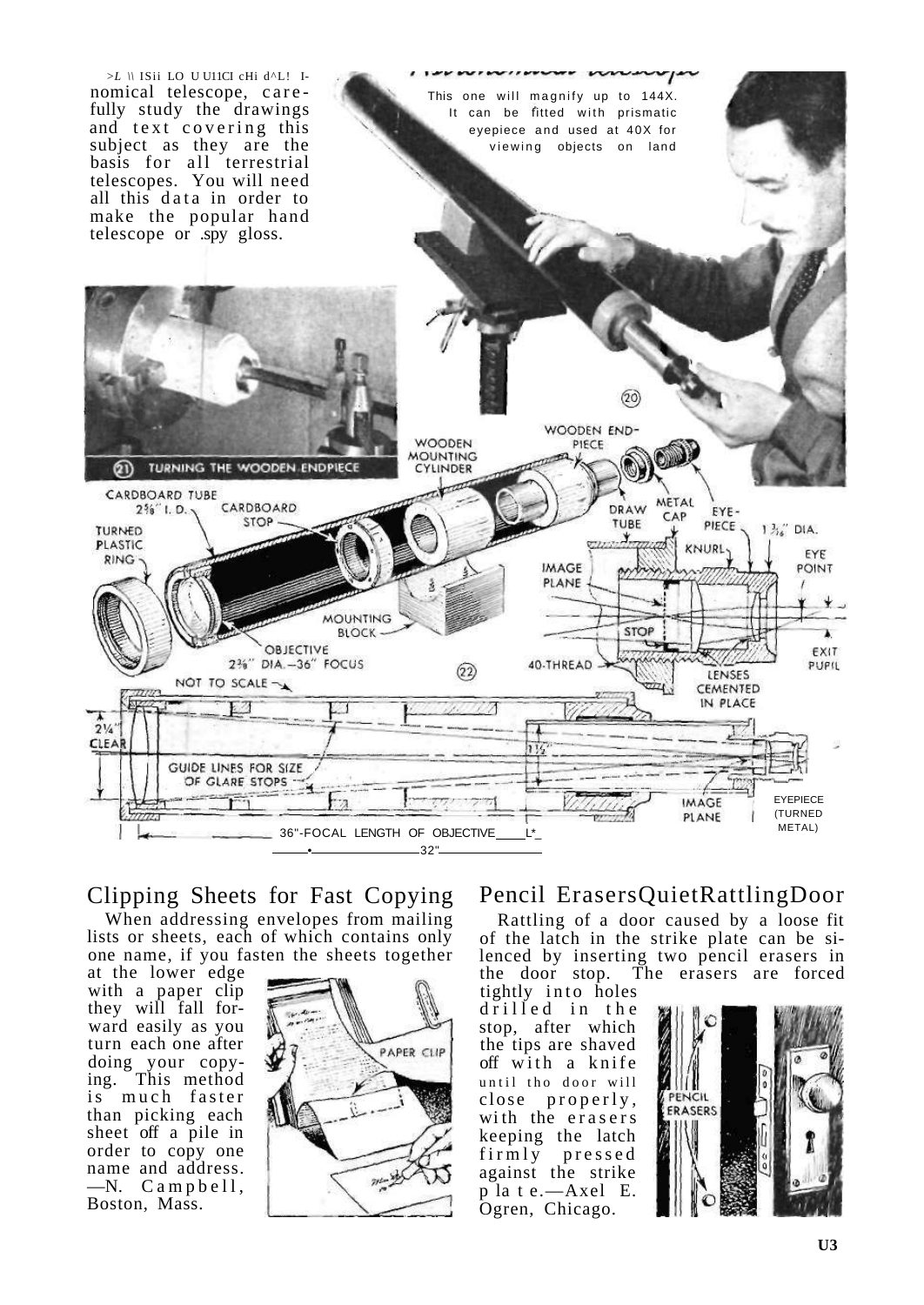>L \\ ISii LO U U1ICI cHi d^L! I-nomical telescope, carefully study the drawings and text covering this subject as they are the basis for all terrestrial telescopes. You will need all this data in order to make the popular hand telescope or spy gloss.

This one will magnify up to 144X. It can be fitted with prismatic eyepiece and used at 40X for viewing objects on land

(20)

(21) TURNING THE WOODEN ENDPIECE

WOODEN END-PIECE

WOODEN MOUNTING CYLINDER

CARDBOARD TUBE 2⅝" I. D.

CARDBOARD STOP

TURNED PLASTIC RING

MOUNTING BLOCK

OBJECTIVE 2⅜" DIA.—36" FOCUS

DRAW TUBE

METAL CAP

EYE-PIECE

1 3/16" DIA.

KNURL

IMAGE PLANE

EYE POINT

STOP

EXIT PUPIL

40-THREAD

LENSES CEMENTED IN PLACE

(22)

NOT TO SCALE

2¼" CLEAR

GUIDE LINES FOR SIZE OF GLARE STOPS

1½"

IMAGE PLANE

EYEPIECE (TURNED METAL)

36"-FOCAL LENGTH OF OBJECTIVE

32"

## Clipping Sheets for Fast Copying

When addressing envelopes from mailing lists or sheets, each of which contains only one name, if you fasten the sheets together at the lower edge with a paper clip they will fall forward easily as you turn each one after doing your copying. This method is much faster than picking each sheet off a pile in order to copy one name and address. —N. Campbell, Boston, Mass.

PAPER CLIP

## Pencil Erasers Quiet Rattling Door

Rattling of a door caused by a loose fit of the latch in the strike plate can be silenced by inserting two pencil erasers in the door stop. The erasers are forced tightly into holes drilled in the stop, after which the tips are shaved off with a knife until tho door will close properly, with the erasers keeping the latch firmly pressed against the strike plate.—Axel E. Ogren, Chicago.

PENCIL ERASERS